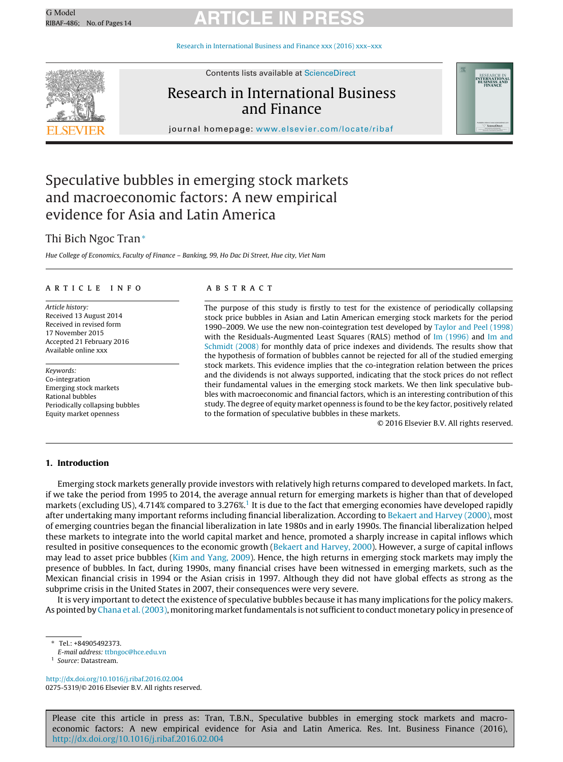# Speculative bubbles in emerging stock markets and macroeconomic factors: A new empirical evidence for Asia and Latin America

Thi Bich Ngoc Tran*

*Hue College of Economics, Faculty of Finance – Banking, 99, Ho Dac Di Street, Hue city, Viet Nam*

## ARTICLE INFO

*Article history:*
Received 13 August 2014
Received in revised form
17 November 2015
Accepted 21 February 2016
Available online xxx

*Keywords:*
Co-integration
Emerging stock markets
Rational bubbles
Periodically collapsing bubbles
Equity market openness

## ABSTRACT

The purpose of this study is firstly to test for the existence of periodically collapsing stock price bubbles in Asian and Latin American emerging stock markets for the period 1990–2009. We use the new non-cointegration test developed by Taylor and Peel (1998) with the Residuals-Augmented Least Squares (RALS) method of Im (1996) and Im and Schmidt (2008) for monthly data of price indexes and dividends. The results show that the hypothesis of formation of bubbles cannot be rejected for all of the studied emerging stock markets. This evidence implies that the co-integration relation between the prices and the dividends is not always supported, indicating that the stock prices do not reflect their fundamental values in the emerging stock markets. We then link speculative bubbles with macroeconomic and financial factors, which is an interesting contribution of this study. The degree of equity market openness is found to be the key factor, positively related to the formation of speculative bubbles in these markets.

© 2016 Elsevier B.V. All rights reserved.

## 1. Introduction

Emerging stock markets generally provide investors with relatively high returns compared to developed markets. In fact, if we take the period from 1995 to 2014, the average annual return for emerging markets is higher than that of developed markets (excluding US), 4.714% compared to 3.276%.[1] It is due to the fact that emerging economies have developed rapidly after undertaking many important reforms including financial liberalization. According to Bekaert and Harvey (2000), most of emerging countries began the financial liberalization in late 1980s and in early 1990s. The financial liberalization helped these markets to integrate into the world capital market and hence, promoted a sharply increase in capital inflows which resulted in positive consequences to the economic growth (Bekaert and Harvey, 2000). However, a surge of capital inflows may lead to asset price bubbles (Kim and Yang, 2009). Hence, the high returns in emerging stock markets may imply the presence of bubbles. In fact, during 1990s, many financial crises have been witnessed in emerging markets, such as the Mexican financial crisis in 1994 or the Asian crisis in 1997. Although they did not have global effects as strong as the subprime crisis in the United States in 2007, their consequences were very severe.

It is very important to detect the existence of speculative bubbles because it has many implications for the policy makers. As pointed by Chana et al. (2003), monitoring market fundamentals is not sufficient to conduct monetary policy in presence of

---

* Tel.: +84905492373.
*E-mail address:* ttbngoc@hce.edu.vn

[1] *Source*: Datastream.

http://dx.doi.org/10.1016/j.ribaf.2016.02.004
0275-5319/© 2016 Elsevier B.V. All rights reserved.

Please cite this article in press as: Tran, T.B.N., Speculative bubbles in emerging stock markets and macroeconomic factors: A new empirical evidence for Asia and Latin America. Res. Int. Business Finance (2016), http://dx.doi.org/10.1016/j.ribaf.2016.02.004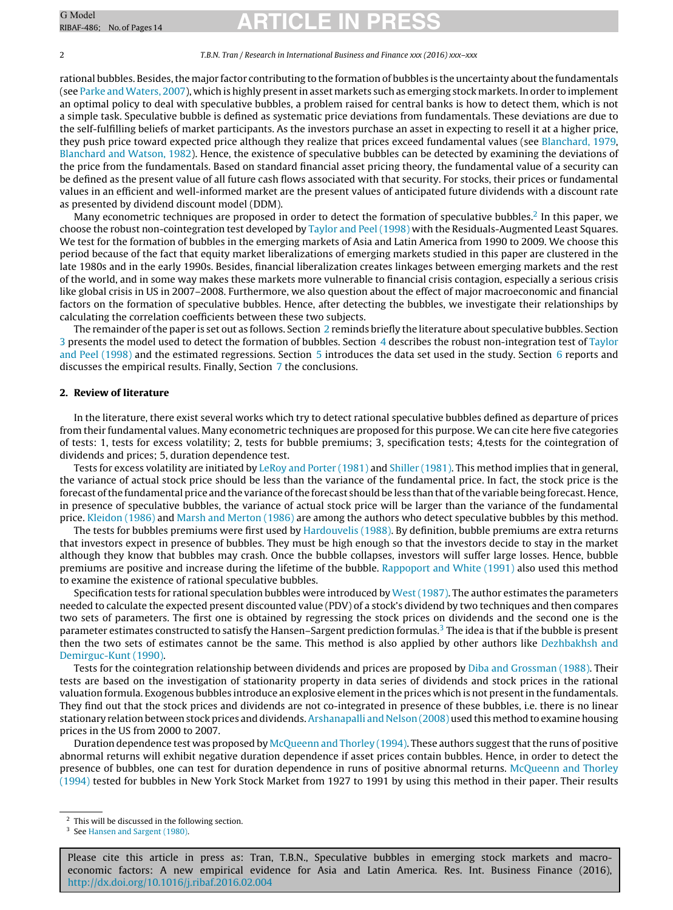rational bubbles. Besides, the major factor contributing to the formation of bubbles is the uncertainty about the fundamentals (see Parke and Waters, 2007), which is highly present in asset markets such as emerging stock markets. In order to implement an optimal policy to deal with speculative bubbles, a problem raised for central banks is how to detect them, which is not a simple task. Speculative bubble is defined as systematic price deviations from fundamentals. These deviations are due to the self-fulfilling beliefs of market participants. As the investors purchase an asset in expecting to resell it at a higher price, they push price toward expected price although they realize that prices exceed fundamental values (see Blanchard, 1979, Blanchard and Watson, 1982). Hence, the existence of speculative bubbles can be detected by examining the deviations of the price from the fundamentals. Based on standard financial asset pricing theory, the fundamental value of a security can be defined as the present value of all future cash flows associated with that security. For stocks, their prices or fundamental values in an efficient and well-informed market are the present values of anticipated future dividends with a discount rate as presented by dividend discount model (DDM).

Many econometric techniques are proposed in order to detect the formation of speculative bubbles.[2] In this paper, we choose the robust non-cointegration test developed by Taylor and Peel (1998) with the Residuals-Augmented Least Squares. We test for the formation of bubbles in the emerging markets of Asia and Latin America from 1990 to 2009. We choose this period because of the fact that equity market liberalizations of emerging markets studied in this paper are clustered in the late 1980s and in the early 1990s. Besides, financial liberalization creates linkages between emerging markets and the rest of the world, and in some way makes these markets more vulnerable to financial crisis contagion, especially a serious crisis like global crisis in US in 2007–2008. Furthermore, we also question about the effect of major macroeconomic and financial factors on the formation of speculative bubbles. Hence, after detecting the bubbles, we investigate their relationships by calculating the correlation coefficients between these two subjects.

The remainder of the paper is set out as follows. Section 2 reminds briefly the literature about speculative bubbles. Section 3 presents the model used to detect the formation of bubbles. Section 4 describes the robust non-integration test of Taylor and Peel (1998) and the estimated regressions. Section 5 introduces the data set used in the study. Section 6 reports and discusses the empirical results. Finally, Section 7 the conclusions.

## 2. Review of literature

In the literature, there exist several works which try to detect rational speculative bubbles defined as departure of prices from their fundamental values. Many econometric techniques are proposed for this purpose. We can cite here five categories of tests: 1, tests for excess volatility; 2, tests for bubble premiums; 3, specification tests; 4,tests for the cointegration of dividends and prices; 5, duration dependence test.

Tests for excess volatility are initiated by LeRoy and Porter (1981) and Shiller (1981). This method implies that in general, the variance of actual stock price should be less than the variance of the fundamental price. In fact, the stock price is the forecast of the fundamental price and the variance of the forecast should be less than that of the variable being forecast. Hence, in presence of speculative bubbles, the variance of actual stock price will be larger than the variance of the fundamental price. Kleidon (1986) and Marsh and Merton (1986) are among the authors who detect speculative bubbles by this method.

The tests for bubbles premiums were first used by Hardouvelis (1988). By definition, bubble premiums are extra returns that investors expect in presence of bubbles. They must be high enough so that the investors decide to stay in the market although they know that bubbles may crash. Once the bubble collapses, investors will suffer large losses. Hence, bubble premiums are positive and increase during the lifetime of the bubble. Rappoport and White (1991) also used this method to examine the existence of rational speculative bubbles.

Specification tests for rational speculation bubbles were introduced by West (1987). The author estimates the parameters needed to calculate the expected present discounted value (PDV) of a stock's dividend by two techniques and then compares two sets of parameters. The first one is obtained by regressing the stock prices on dividends and the second one is the parameter estimates constructed to satisfy the Hansen–Sargent prediction formulas.[3] The idea is that if the bubble is present then the two sets of estimates cannot be the same. This method is also applied by other authors like Dezhbakhsh and Demirguc-Kunt (1990).

Tests for the cointegration relationship between dividends and prices are proposed by Diba and Grossman (1988). Their tests are based on the investigation of stationarity property in data series of dividends and stock prices in the rational valuation formula. Exogenous bubbles introduce an explosive element in the prices which is not present in the fundamentals. They find out that the stock prices and dividends are not co-integrated in presence of these bubbles, i.e. there is no linear stationary relation between stock prices and dividends. Arshanapalli and Nelson (2008) used this method to examine housing prices in the US from 2000 to 2007.

Duration dependence test was proposed by McQueenn and Thorley (1994). These authors suggest that the runs of positive abnormal returns will exhibit negative duration dependence if asset prices contain bubbles. Hence, in order to detect the presence of bubbles, one can test for duration dependence in runs of positive abnormal returns. McQueenn and Thorley (1994) tested for bubbles in New York Stock Market from 1927 to 1991 by using this method in their paper. Their results

[2] This will be discussed in the following section.

[3] See Hansen and Sargent (1980).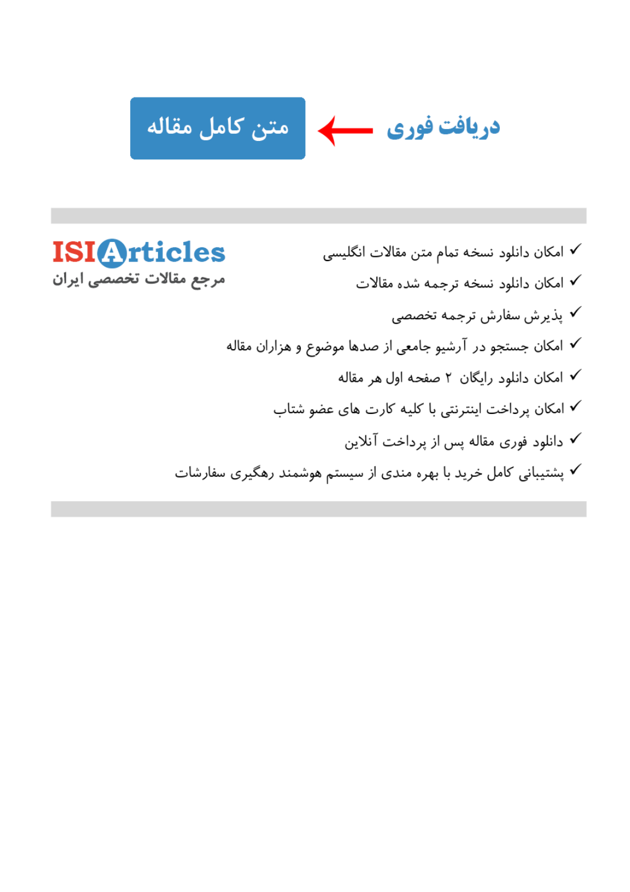دریافت فوری ← **متن کامل مقاله**

**ISIArticles**
مرجع مقالات تخصصی ایران

- ✓ امکان دانلود نسخه تمام متن مقالات انگلیسی
- ✓ امکان دانلود نسخه ترجمه شده مقالات
- ✓ پذیرش سفارش ترجمه تخصصی
- ✓ امکان جستجو در آرشیو جامعی از صدها موضوع و هزاران مقاله
- ✓ امکان دانلود رایگان ۲ صفحه اول هر مقاله
- ✓ امکان پرداخت اینترنتی با کلیه کارت های عضو شتاب
- ✓ دانلود فوری مقاله پس از پرداخت آنلاین
- ✓ پشتیبانی کامل خرید با بهره مندی از سیستم هوشمند رهگیری سفارشات